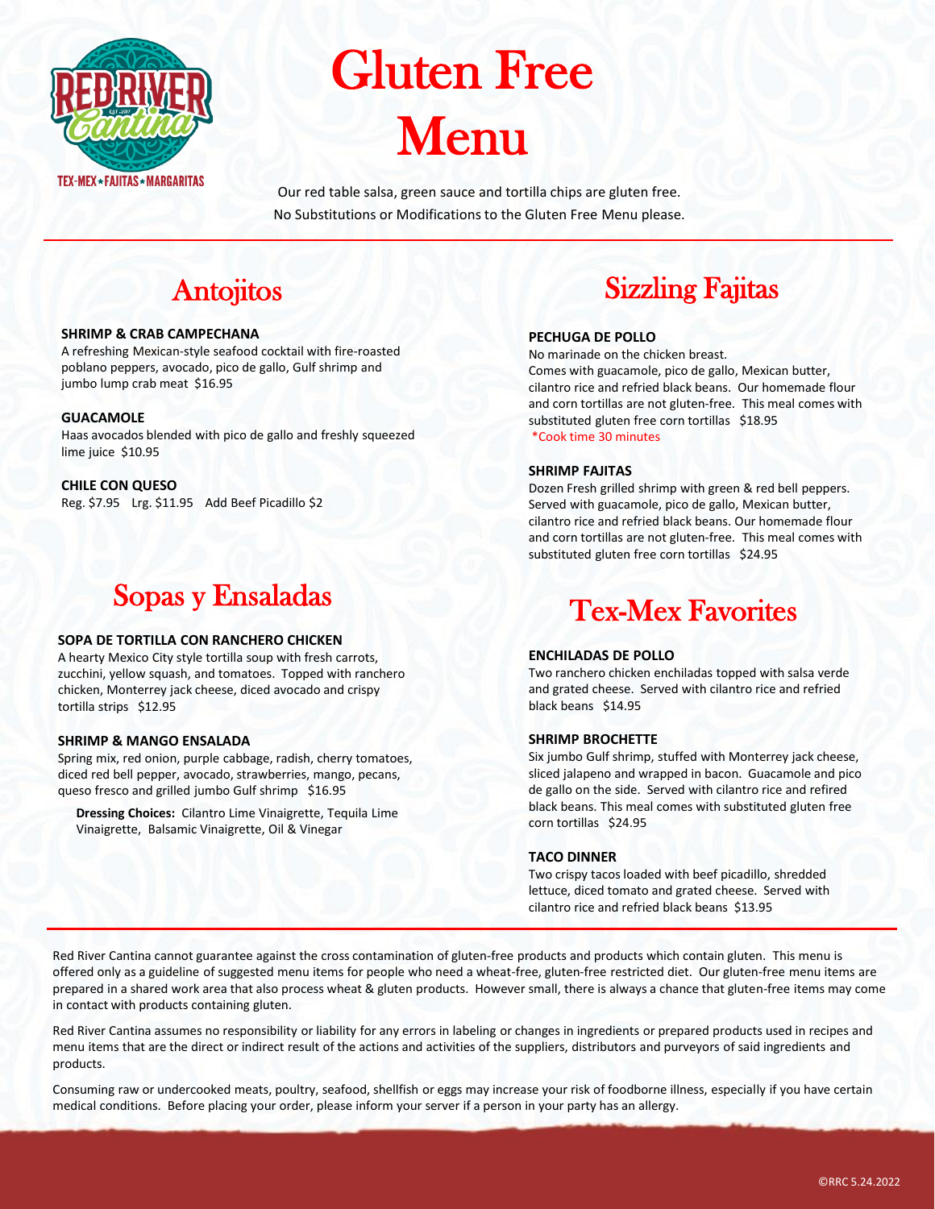# Gluten Free Menu

Our red table salsa, green sauce and tortilla chips are gluten free.
No Substitutions or Modifications to the Gluten Free Menu please.

## Antojitos

**SHRIMP & CRAB CAMPECHANA**
A refreshing Mexican-style seafood cocktail with fire-roasted poblano peppers, avocado, pico de gallo, Gulf shrimp and jumbo lump crab meat $16.95

**GUACAMOLE**
Haas avocados blended with pico de gallo and freshly squeezed lime juice $10.95

**CHILE CON QUESO**
Reg. $7.95 Lrg. $11.95 Add Beef Picadillo $2

## Sopas y Ensaladas

**SOPA DE TORTILLA CON RANCHERO CHICKEN**
A hearty Mexico City style tortilla soup with fresh carrots, zucchini, yellow squash, and tomatoes. Topped with ranchero chicken, Monterrey jack cheese, diced avocado and crispy tortilla strips $12.95

**SHRIMP & MANGO ENSALADA**
Spring mix, red onion, purple cabbage, radish, cherry tomatoes, diced red bell pepper, avocado, strawberries, mango, pecans, queso fresco and grilled jumbo Gulf shrimp $16.95

**Dressing Choices:** Cilantro Lime Vinaigrette, Tequila Lime Vinaigrette, Balsamic Vinaigrette, Oil & Vinegar

## Sizzling Fajitas

**PECHUGA DE POLLO**
No marinade on the chicken breast.
Comes with guacamole, pico de gallo, Mexican butter, cilantro rice and refried black beans. Our homemade flour and corn tortillas are not gluten-free. This meal comes with substituted gluten free corn tortillas $18.95
*Cook time 30 minutes

**SHRIMP FAJITAS**
Dozen Fresh grilled shrimp with green & red bell peppers. Served with guacamole, pico de gallo, Mexican butter, cilantro rice and refried black beans. Our homemade flour and corn tortillas are not gluten-free. This meal comes with substituted gluten free corn tortillas $24.95

## Tex-Mex Favorites

**ENCHILADAS DE POLLO**
Two ranchero chicken enchiladas topped with salsa verde and grated cheese. Served with cilantro rice and refried black beans $14.95

**SHRIMP BROCHETTE**
Six jumbo Gulf shrimp, stuffed with Monterrey jack cheese, sliced jalapeno and wrapped in bacon. Guacamole and pico de gallo on the side. Served with cilantro rice and refired black beans. This meal comes with substituted gluten free corn tortillas $24.95

**TACO DINNER**
Two crispy tacos loaded with beef picadillo, shredded lettuce, diced tomato and grated cheese. Served with cilantro rice and refried black beans $13.95

Red River Cantina cannot guarantee against the cross contamination of gluten-free products and products which contain gluten. This menu is offered only as a guideline of suggested menu items for people who need a wheat-free, gluten-free restricted diet. Our gluten-free menu items are prepared in a shared work area that also process wheat & gluten products. However small, there is always a chance that gluten-free items may come in contact with products containing gluten.

Red River Cantina assumes no responsibility or liability for any errors in labeling or changes in ingredients or prepared products used in recipes and menu items that are the direct or indirect result of the actions and activities of the suppliers, distributors and purveyors of said ingredients and products.

Consuming raw or undercooked meats, poultry, seafood, shellfish or eggs may increase your risk of foodborne illness, especially if you have certain medical conditions. Before placing your order, please inform your server if a person in your party has an allergy.

©RRC 5.24.2022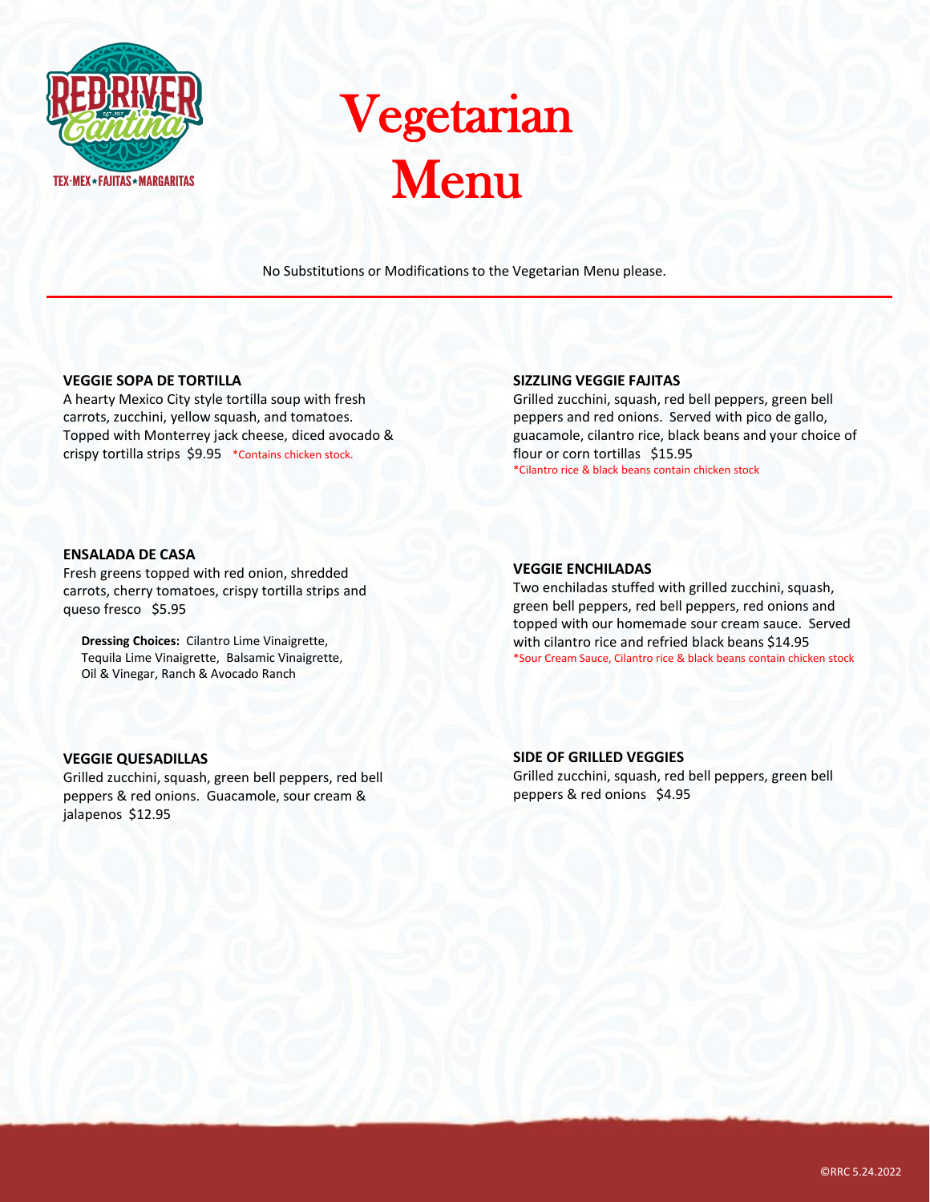RED RIVER Cantina

TEX-MEX ★ FAJITAS ★ MARGARITAS

# Vegetarian Menu

No Substitutions or Modifications to the Vegetarian Menu please.

**VEGGIE SOPA DE TORTILLA**
A hearty Mexico City style tortilla soup with fresh carrots, zucchini, yellow squash, and tomatoes. Topped with Monterrey jack cheese, diced avocado & crispy tortilla strips $9.95 *Contains chicken stock.

**ENSALADA DE CASA**
Fresh greens topped with red onion, shredded carrots, cherry tomatoes, crispy tortilla strips and queso fresco $5.95

**Dressing Choices:** Cilantro Lime Vinaigrette, Tequila Lime Vinaigrette, Balsamic Vinaigrette, Oil & Vinegar, Ranch & Avocado Ranch

**VEGGIE QUESADILLAS**
Grilled zucchini, squash, green bell peppers, red bell peppers & red onions. Guacamole, sour cream & jalapenos $12.95

**SIZZLING VEGGIE FAJITAS**
Grilled zucchini, squash, red bell peppers, green bell peppers and red onions. Served with pico de gallo, guacamole, cilantro rice, black beans and your choice of flour or corn tortillas $15.95
*Cilantro rice & black beans contain chicken stock

**VEGGIE ENCHILADAS**
Two enchiladas stuffed with grilled zucchini, squash, green bell peppers, red bell peppers, red onions and topped with our homemade sour cream sauce. Served with cilantro rice and refried black beans $14.95
*Sour Cream Sauce, Cilantro rice & black beans contain chicken stock

**SIDE OF GRILLED VEGGIES**
Grilled zucchini, squash, red bell peppers, green bell peppers & red onions $4.95

©RRC 5.24.2022